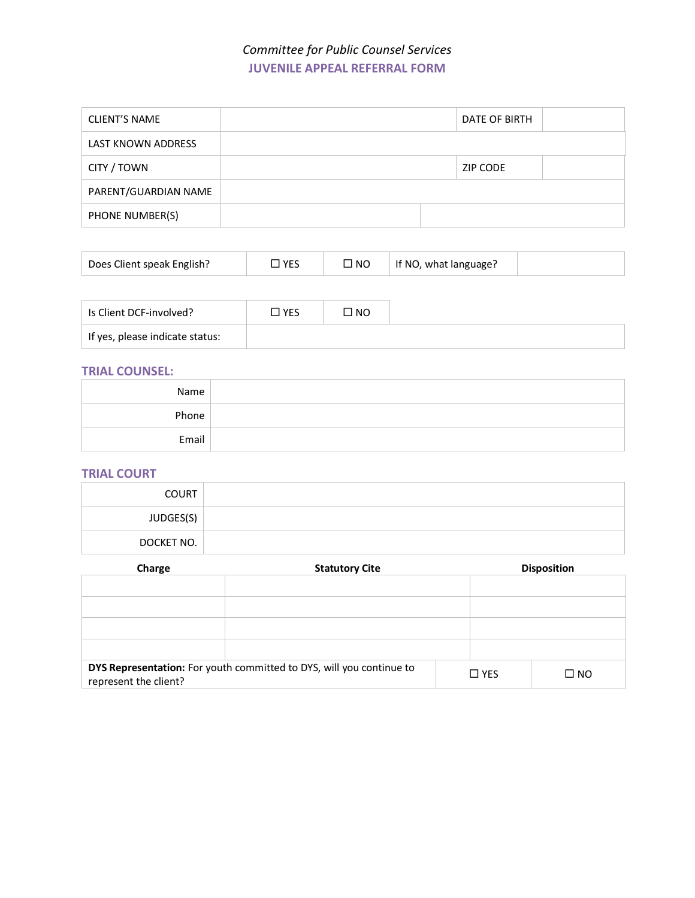*Committee for Public Counsel Services*

## JUVENILE APPEAL REFERRAL FORM

| | | | |
|---|---|---|---|
| CLIENT'S NAME | | DATE OF BIRTH | |
| LAST KNOWN ADDRESS | | | |
| CITY / TOWN | | ZIP CODE | |
| PARENT/GUARDIAN NAME | | | |
| PHONE NUMBER(S) | | | |

| | | | | |
|---|---|---|---|---|
| Does Client speak English? | ☐ YES | ☐ NO | If NO, what language? | |

| | | |
|---|---|---|
| Is Client DCF-involved? | ☐ YES | ☐ NO |
| If yes, please indicate status: | | |

### TRIAL COUNSEL:

| | |
|---|---|
| Name | |
| Phone | |
| Email | |

### TRIAL COURT

| | |
|---|---|
| COURT | |
| JUDGES(S) | |
| DOCKET NO. | |

| Charge | Statutory Cite | Disposition |
|---|---|---|
| | | |
| | | |
| | | |
| | | |

| | | |
|---|---|---|
| **DYS Representation:** For youth committed to DYS, will you continue to represent the client? | ☐ YES | ☐ NO |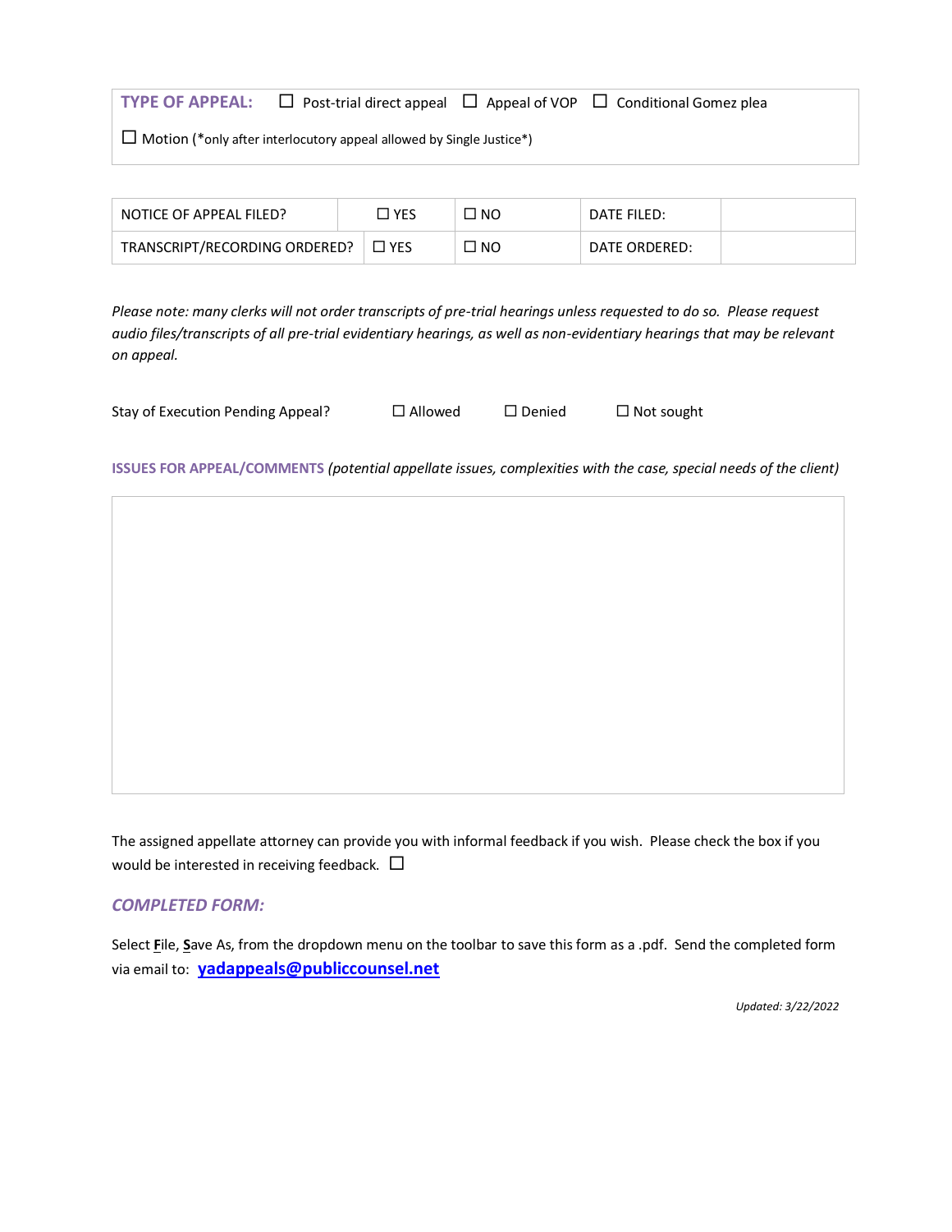**TYPE OF APPEAL:** ☐ Post-trial direct appeal ☐ Appeal of VOP ☐ Conditional Gomez plea

☐ Motion (*only after interlocutory appeal allowed by Single Justice*)

| | | | | |
|---|---|---|---|---|
| NOTICE OF APPEAL FILED? | ☐ YES | ☐ NO | DATE FILED: | |
| TRANSCRIPT/RECORDING ORDERED? | ☐ YES | ☐ NO | DATE ORDERED: | |

*Please note: many clerks will not order transcripts of pre-trial hearings unless requested to do so. Please request audio files/transcripts of all pre-trial evidentiary hearings, as well as non-evidentiary hearings that may be relevant on appeal.*

Stay of Execution Pending Appeal? ☐ Allowed ☐ Denied ☐ Not sought

**ISSUES FOR APPEAL/COMMENTS** *(potential appellate issues, complexities with the case, special needs of the client)*

The assigned appellate attorney can provide you with informal feedback if you wish. Please check the box if you would be interested in receiving feedback. ☐

### *COMPLETED FORM:*

Select File, Save As, from the dropdown menu on the toolbar to save this form as a .pdf. Send the completed form via email to: **yadappeals@publiccounsel.net**

*Updated: 3/22/2022*